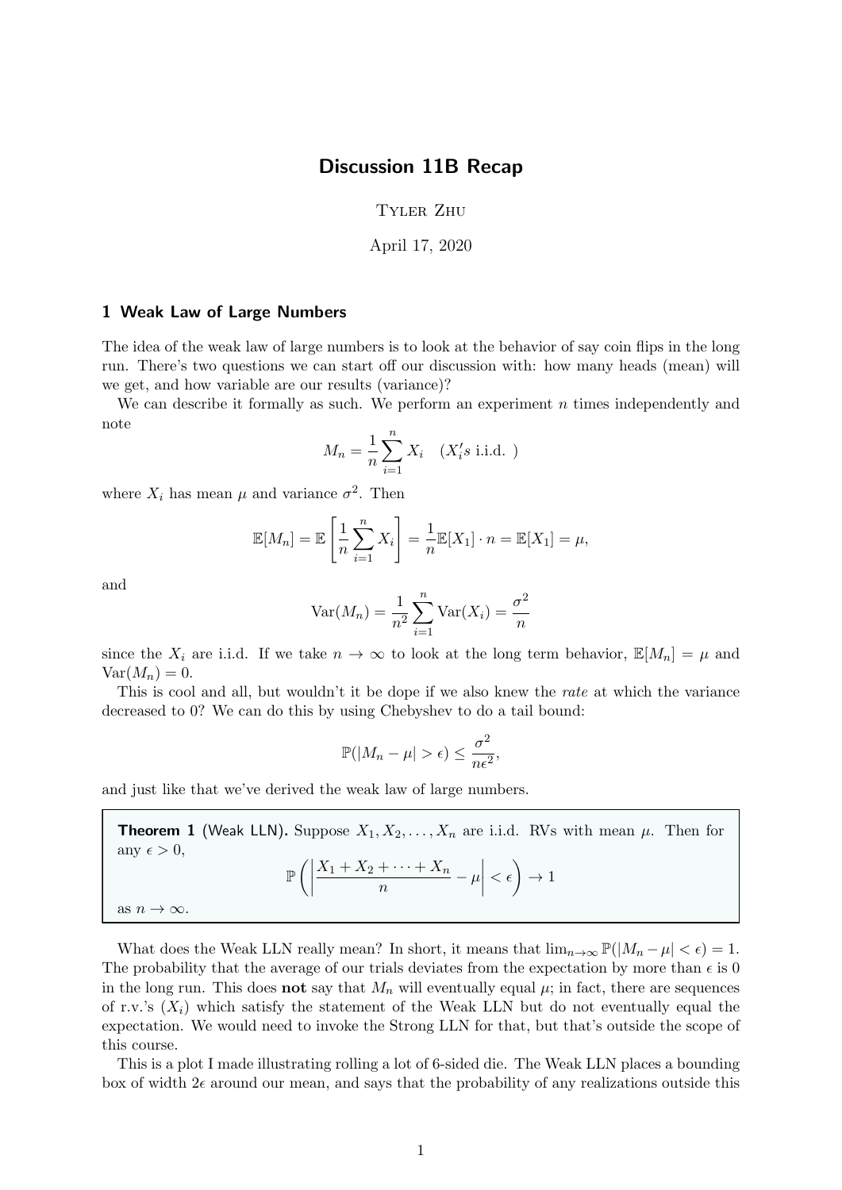# Discussion 11B Recap

Tyler Zhu

April 17, 2020

## 1 Weak Law of Large Numbers

The idea of the weak law of large numbers is to look at the behavior of say coin flips in the long run. There's two questions we can start off our discussion with: how many heads (mean) will we get, and how variable are our results (variance)?

We can describe it formally as such. We perform an experiment $n$ times independently and note

$$M_n = \frac{1}{n}\sum_{i=1}^{n} X_i \quad (X_i's \text{ i.i.d. })$$

where $X_i$ has mean $\mu$ and variance $\sigma^2$. Then

$$\mathbb{E}[M_n] = \mathbb{E}\left[\frac{1}{n}\sum_{i=1}^{n} X_i\right] = \frac{1}{n}\mathbb{E}[X_1]\cdot n = \mathbb{E}[X_1] = \mu,$$

and

$$\text{Var}(M_n) = \frac{1}{n^2}\sum_{i=1}^{n}\text{Var}(X_i) = \frac{\sigma^2}{n}$$

since the $X_i$ are i.i.d. If we take $n \to \infty$ to look at the long term behavior, $\mathbb{E}[M_n] = \mu$ and $\text{Var}(M_n) = 0$.

This is cool and all, but wouldn't it be dope if we also knew the *rate* at which the variance decreased to 0? We can do this by using Chebyshev to do a tail bound:

$$\mathbb{P}(|M_n - \mu| > \epsilon) \leq \frac{\sigma^2}{n\epsilon^2},$$

and just like that we've derived the weak law of large numbers.

> **Theorem 1** (Weak LLN). Suppose $X_1, X_2, \ldots, X_n$ are i.i.d. RVs with mean $\mu$. Then for any $\epsilon > 0$,
>
> $$\mathbb{P}\left(\left|\frac{X_1 + X_2 + \cdots + X_n}{n} - \mu\right| < \epsilon\right) \to 1$$
>
> as $n \to \infty$.

What does the Weak LLN really mean? In short, it means that $\lim_{n\to\infty}\mathbb{P}(|M_n - \mu| < \epsilon) = 1$. The probability that the average of our trials deviates from the expectation by more than $\epsilon$ is 0 in the long run. This does **not** say that $M_n$ will eventually equal $\mu$; in fact, there are sequences of r.v.'s $(X_i)$ which satisfy the statement of the Weak LLN but do not eventually equal the expectation. We would need to invoke the Strong LLN for that, but that's outside the scope of this course.

This is a plot I made illustrating rolling a lot of 6-sided die. The Weak LLN places a bounding box of width $2\epsilon$ around our mean, and says that the probability of any realizations outside this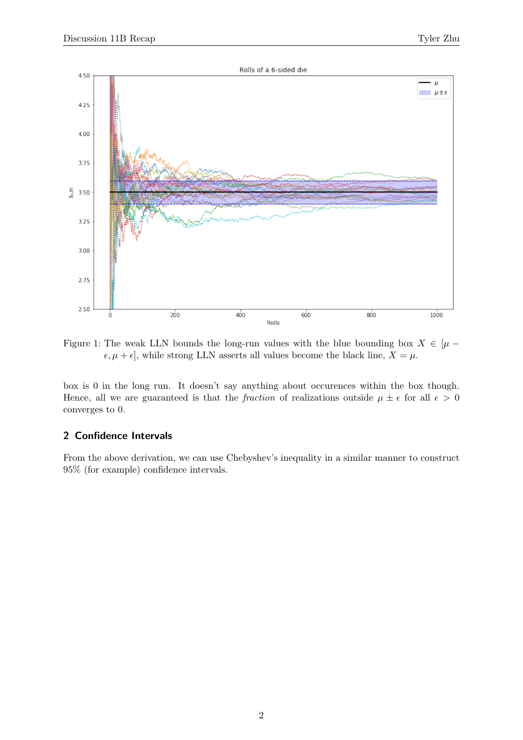Rolls of a 6-sided die

4.50

4.25

4.00

3.75

3.50

3.25

3.00

2.75

2.50

$S_n/n$

0

200

400

600

800

1000

Rolls

$\mu$

$\mu \pm \epsilon$

Figure 1: The weak LLN bounds the long-run values with the blue bounding box $X \in [\mu - \epsilon, \mu + \epsilon]$, while strong LLN asserts all values become the black line, $X = \mu$.

box is 0 in the long run. It doesn't say anything about occurences within the box though. Hence, all we are guaranteed is that the *fraction* of realizations outside $\mu \pm \epsilon$ for all $\epsilon > 0$ converges to 0.

## 2 Confidence Intervals

From the above derivation, we can use Chebyshev's inequality in a similar manner to construct 95% (for example) confidence intervals.